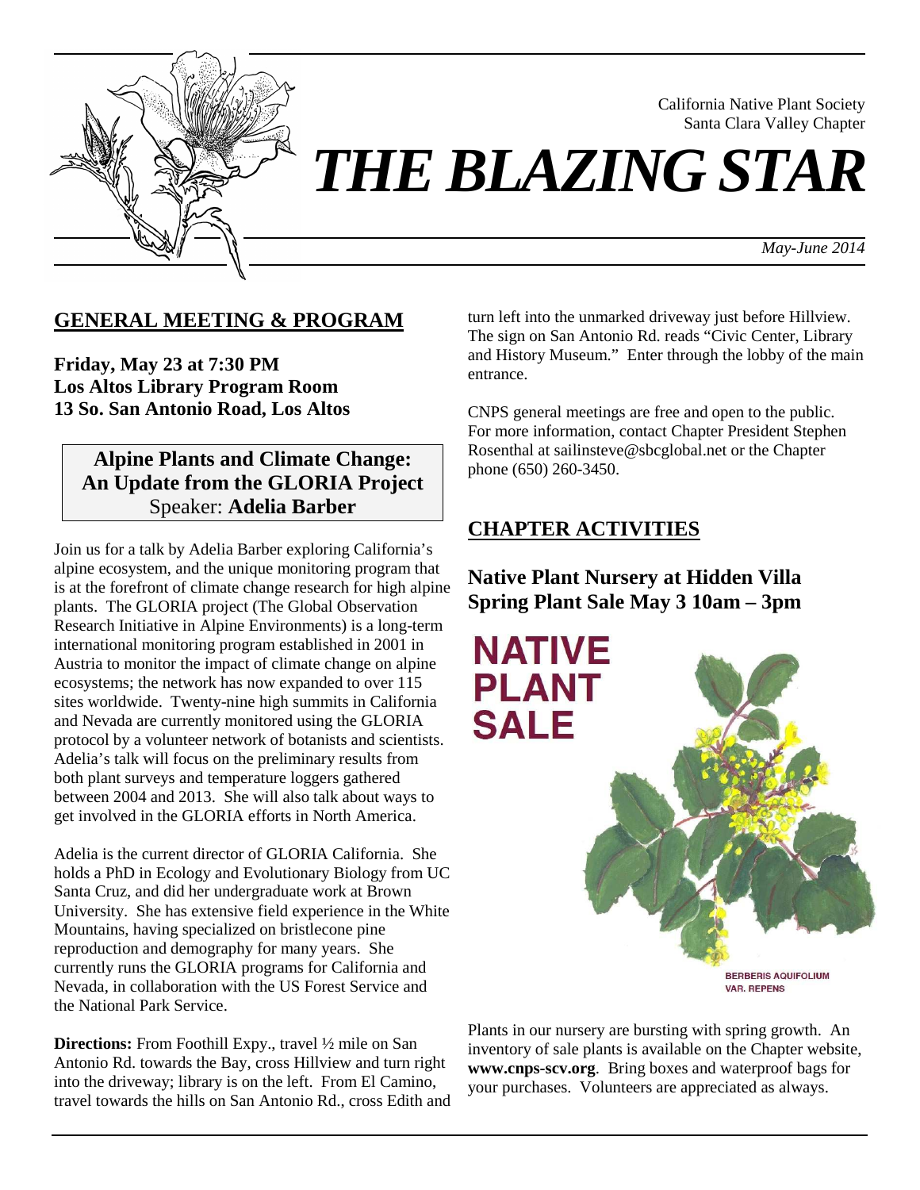California Native Plant Society
Santa Clara Valley Chapter

# *THE BLAZING STAR*

*May-June 2014*

## GENERAL MEETING & PROGRAM

**Friday, May 23 at 7:30 PM**
**Los Altos Library Program Room**
**13 So. San Antonio Road, Los Altos**

**Alpine Plants and Climate Change: An Update from the GLORIA Project**
Speaker: **Adelia Barber**

Join us for a talk by Adelia Barber exploring California's alpine ecosystem, and the unique monitoring program that is at the forefront of climate change research for high alpine plants. The GLORIA project (The Global Observation Research Initiative in Alpine Environments) is a long-term international monitoring program established in 2001 in Austria to monitor the impact of climate change on alpine ecosystems; the network has now expanded to over 115 sites worldwide. Twenty-nine high summits in California and Nevada are currently monitored using the GLORIA protocol by a volunteer network of botanists and scientists. Adelia's talk will focus on the preliminary results from both plant surveys and temperature loggers gathered between 2004 and 2013. She will also talk about ways to get involved in the GLORIA efforts in North America.

Adelia is the current director of GLORIA California. She holds a PhD in Ecology and Evolutionary Biology from UC Santa Cruz, and did her undergraduate work at Brown University. She has extensive field experience in the White Mountains, having specialized on bristlecone pine reproduction and demography for many years. She currently runs the GLORIA programs for California and Nevada, in collaboration with the US Forest Service and the National Park Service.

**Directions:** From Foothill Expy., travel ½ mile on San Antonio Rd. towards the Bay, cross Hillview and turn right into the driveway; library is on the left. From El Camino, travel towards the hills on San Antonio Rd., cross Edith and turn left into the unmarked driveway just before Hillview. The sign on San Antonio Rd. reads "Civic Center, Library and History Museum." Enter through the lobby of the main entrance.

CNPS general meetings are free and open to the public. For more information, contact Chapter President Stephen Rosenthal at sailinsteve@sbcglobal.net or the Chapter phone (650) 260-3450.

## CHAPTER ACTIVITIES

### Native Plant Nursery at Hidden Villa Spring Plant Sale May 3 10am – 3pm

NATIVE PLANT SALE

BERBERIS AQUIFOLIUM VAR. REPENS

Plants in our nursery are bursting with spring growth. An inventory of sale plants is available on the Chapter website, **www.cnps-scv.org**. Bring boxes and waterproof bags for your purchases. Volunteers are appreciated as always.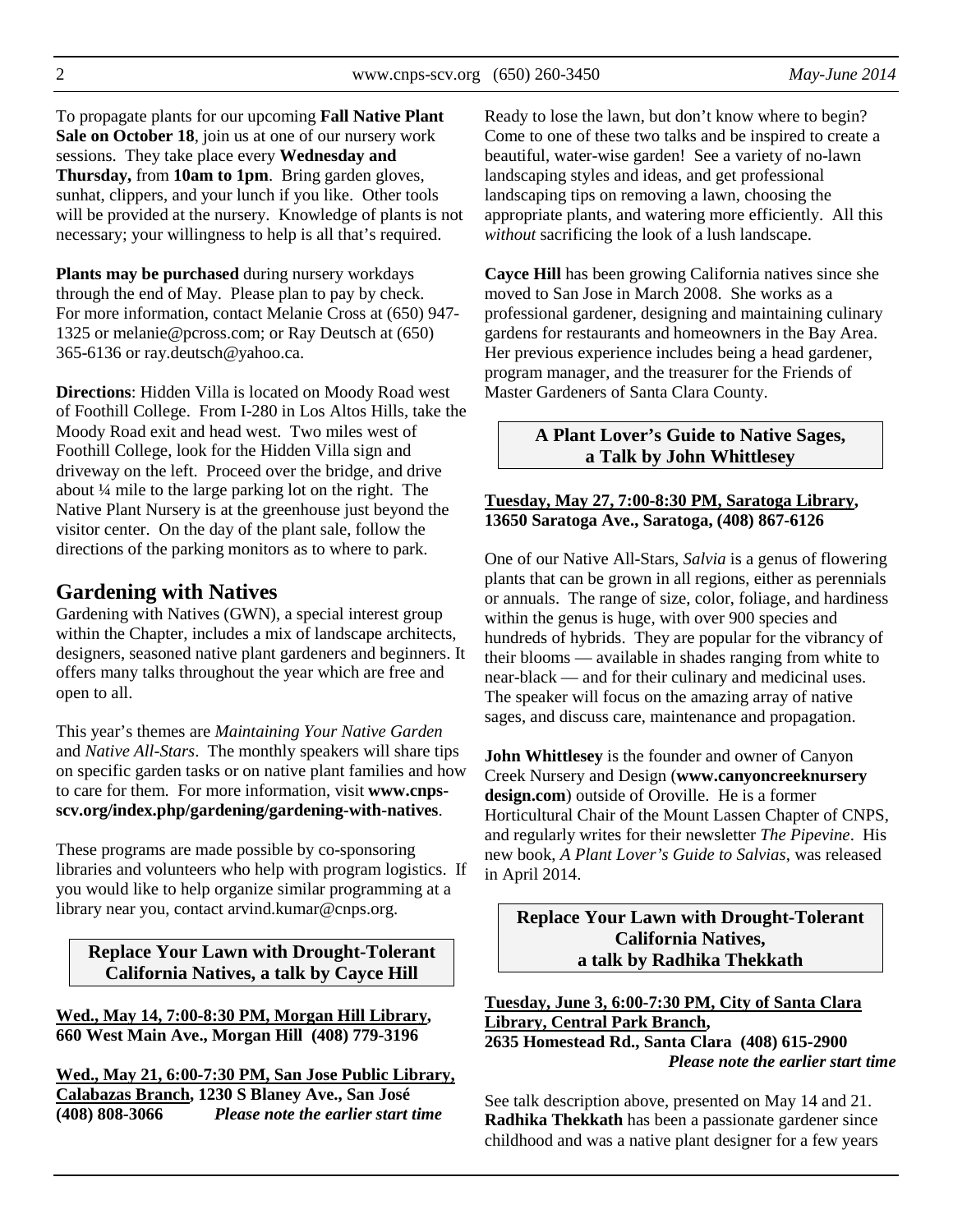To propagate plants for our upcoming **Fall Native Plant Sale on October 18**, join us at one of our nursery work sessions. They take place every **Wednesday and Thursday,** from **10am to 1pm**. Bring garden gloves, sunhat, clippers, and your lunch if you like. Other tools will be provided at the nursery. Knowledge of plants is not necessary; your willingness to help is all that's required.

**Plants may be purchased** during nursery workdays through the end of May. Please plan to pay by check. For more information, contact Melanie Cross at (650) 947-1325 or melanie@pcross.com; or Ray Deutsch at (650) 365-6136 or ray.deutsch@yahoo.ca.

**Directions**: Hidden Villa is located on Moody Road west of Foothill College. From I-280 in Los Altos Hills, take the Moody Road exit and head west. Two miles west of Foothill College, look for the Hidden Villa sign and driveway on the left. Proceed over the bridge, and drive about ¼ mile to the large parking lot on the right. The Native Plant Nursery is at the greenhouse just beyond the visitor center. On the day of the plant sale, follow the directions of the parking monitors as to where to park.

## Gardening with Natives

Gardening with Natives (GWN), a special interest group within the Chapter, includes a mix of landscape architects, designers, seasoned native plant gardeners and beginners. It offers many talks throughout the year which are free and open to all.

This year's themes are *Maintaining Your Native Garden* and *Native All-Stars*. The monthly speakers will share tips on specific garden tasks or on native plant families and how to care for them. For more information, visit **www.cnps-scv.org/index.php/gardening/gardening-with-natives**.

These programs are made possible by co-sponsoring libraries and volunteers who help with program logistics. If you would like to help organize similar programming at a library near you, contact arvind.kumar@cnps.org.

### Replace Your Lawn with Drought-Tolerant California Natives, a talk by Cayce Hill

**Wed., May 14, 7:00-8:30 PM, Morgan Hill Library, 660 West Main Ave., Morgan Hill (408) 779-3196**

**Wed., May 21, 6:00-7:30 PM, San Jose Public Library, Calabazas Branch, 1230 S Blaney Ave., San José (408) 808-3066** ***Please note the earlier start time***

Ready to lose the lawn, but don't know where to begin? Come to one of these two talks and be inspired to create a beautiful, water-wise garden! See a variety of no-lawn landscaping styles and ideas, and get professional landscaping tips on removing a lawn, choosing the appropriate plants, and watering more efficiently. All this *without* sacrificing the look of a lush landscape.

**Cayce Hill** has been growing California natives since she moved to San Jose in March 2008. She works as a professional gardener, designing and maintaining culinary gardens for restaurants and homeowners in the Bay Area. Her previous experience includes being a head gardener, program manager, and the treasurer for the Friends of Master Gardeners of Santa Clara County.

### A Plant Lover's Guide to Native Sages, a Talk by John Whittlesey

**Tuesday, May 27, 7:00-8:30 PM, Saratoga Library, 13650 Saratoga Ave., Saratoga, (408) 867-6126**

One of our Native All-Stars, *Salvia* is a genus of flowering plants that can be grown in all regions, either as perennials or annuals. The range of size, color, foliage, and hardiness within the genus is huge, with over 900 species and hundreds of hybrids. They are popular for the vibrancy of their blooms — available in shades ranging from white to near-black — and for their culinary and medicinal uses. The speaker will focus on the amazing array of native sages, and discuss care, maintenance and propagation.

**John Whittlesey** is the founder and owner of Canyon Creek Nursery and Design (**www.canyoncreeknursery design.com**) outside of Oroville. He is a former Horticultural Chair of the Mount Lassen Chapter of CNPS, and regularly writes for their newsletter *The Pipevine*. His new book, *A Plant Lover's Guide to Salvias*, was released in April 2014.

### Replace Your Lawn with Drought-Tolerant California Natives, a talk by Radhika Thekkath

**Tuesday, June 3, 6:00-7:30 PM, City of Santa Clara Library, Central Park Branch, 2635 Homestead Rd., Santa Clara (408) 615-2900** ***Please note the earlier start time***

See talk description above, presented on May 14 and 21. **Radhika Thekkath** has been a passionate gardener since childhood and was a native plant designer for a few years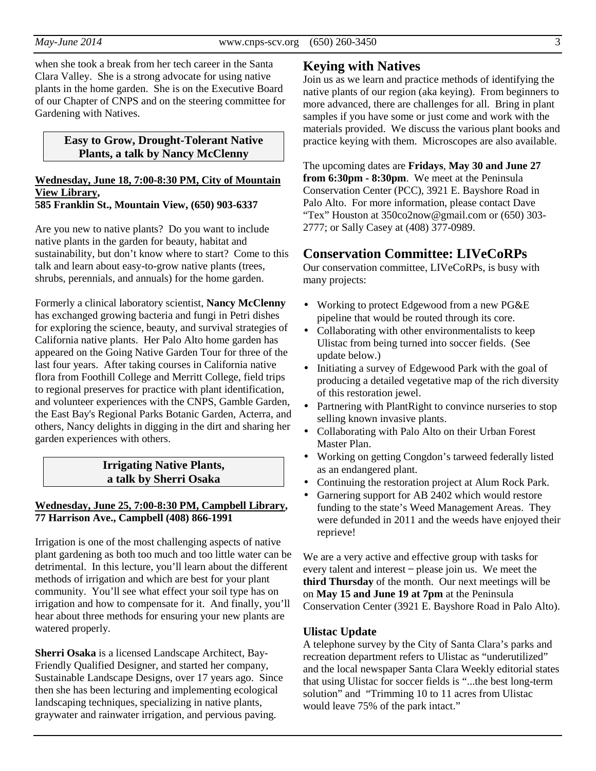when she took a break from her tech career in the Santa Clara Valley. She is a strong advocate for using native plants in the home garden. She is on the Executive Board of our Chapter of CNPS and on the steering committee for Gardening with Natives.

### Easy to Grow, Drought-Tolerant Native Plants, a talk by Nancy McClenny

**Wednesday, June 18, 7:00-8:30 PM, City of Mountain View Library,**
**585 Franklin St., Mountain View, (650) 903-6337**

Are you new to native plants? Do you want to include native plants in the garden for beauty, habitat and sustainability, but don't know where to start? Come to this talk and learn about easy-to-grow native plants (trees, shrubs, perennials, and annuals) for the home garden.

Formerly a clinical laboratory scientist, **Nancy McClenny** has exchanged growing bacteria and fungi in Petri dishes for exploring the science, beauty, and survival strategies of California native plants. Her Palo Alto home garden has appeared on the Going Native Garden Tour for three of the last four years. After taking courses in California native flora from Foothill College and Merritt College, field trips to regional preserves for practice with plant identification, and volunteer experiences with the CNPS, Gamble Garden, the East Bay's Regional Parks Botanic Garden, Acterra, and others, Nancy delights in digging in the dirt and sharing her garden experiences with others.

### Irrigating Native Plants, a talk by Sherri Osaka

**Wednesday, June 25, 7:00-8:30 PM, Campbell Library,**
**77 Harrison Ave., Campbell (408) 866-1991**

Irrigation is one of the most challenging aspects of native plant gardening as both too much and too little water can be detrimental. In this lecture, you'll learn about the different methods of irrigation and which are best for your plant community. You'll see what effect your soil type has on irrigation and how to compensate for it. And finally, you'll hear about three methods for ensuring your new plants are watered properly.

**Sherri Osaka** is a licensed Landscape Architect, Bay-Friendly Qualified Designer, and started her company, Sustainable Landscape Designs, over 17 years ago. Since then she has been lecturing and implementing ecological landscaping techniques, specializing in native plants, graywater and rainwater irrigation, and pervious paving.

## Keying with Natives

Join us as we learn and practice methods of identifying the native plants of our region (aka keying). From beginners to more advanced, there are challenges for all. Bring in plant samples if you have some or just come and work with the materials provided. We discuss the various plant books and practice keying with them. Microscopes are also available.

The upcoming dates are **Fridays**, **May 30 and June 27 from 6:30pm - 8:30pm**. We meet at the Peninsula Conservation Center (PCC), 3921 E. Bayshore Road in Palo Alto. For more information, please contact Dave "Tex" Houston at 350co2now@gmail.com or (650) 303-2777; or Sally Casey at (408) 377-0989.

## Conservation Committee: LIVeCoRPs

Our conservation committee, LIVeCoRPs, is busy with many projects:

- Working to protect Edgewood from a new PG&E pipeline that would be routed through its core.
- Collaborating with other environmentalists to keep Ulistac from being turned into soccer fields. (See update below.)
- Initiating a survey of Edgewood Park with the goal of producing a detailed vegetative map of the rich diversity of this restoration jewel.
- Partnering with PlantRight to convince nurseries to stop selling known invasive plants.
- Collaborating with Palo Alto on their Urban Forest Master Plan.
- Working on getting Congdon's tarweed federally listed as an endangered plant.
- Continuing the restoration project at Alum Rock Park.
- Garnering support for AB 2402 which would restore funding to the state's Weed Management Areas. They were defunded in 2011 and the weeds have enjoyed their reprieve!

We are a very active and effective group with tasks for every talent and interest – please join us. We meet the **third Thursday** of the month. Our next meetings will be on **May 15 and June 19 at 7pm** at the Peninsula Conservation Center (3921 E. Bayshore Road in Palo Alto).

### Ulistac Update

A telephone survey by the City of Santa Clara's parks and recreation department refers to Ulistac as "underutilized" and the local newspaper Santa Clara Weekly editorial states that using Ulistac for soccer fields is "...the best long-term solution" and "Trimming 10 to 11 acres from Ulistac would leave 75% of the park intact."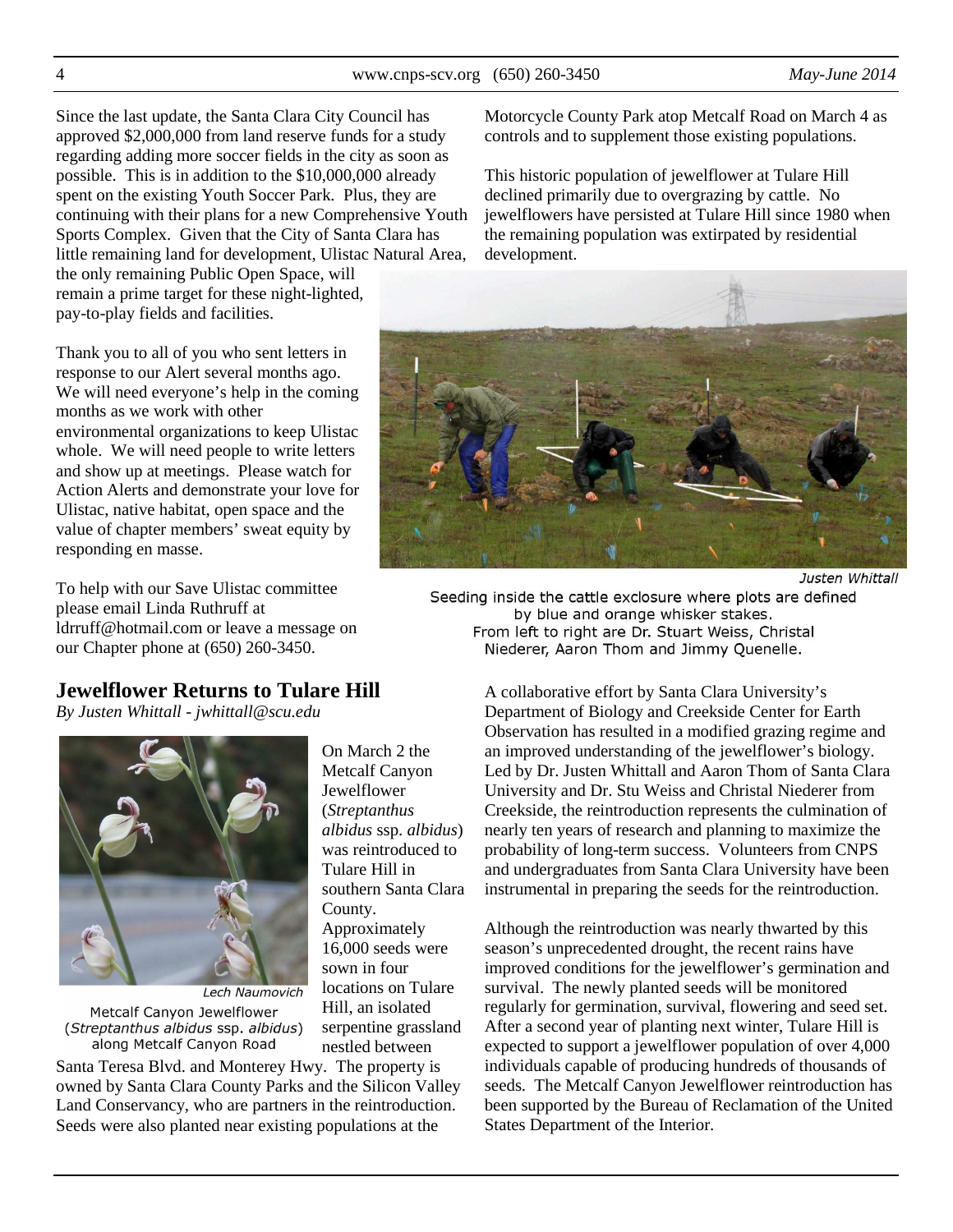Since the last update, the Santa Clara City Council has approved $2,000,000 from land reserve funds for a study regarding adding more soccer fields in the city as soon as possible. This is in addition to the $10,000,000 already spent on the existing Youth Soccer Park. Plus, they are continuing with their plans for a new Comprehensive Youth Sports Complex. Given that the City of Santa Clara has little remaining land for development, Ulistac Natural Area, the only remaining Public Open Space, will remain a prime target for these night-lighted, pay-to-play fields and facilities.

Thank you to all of you who sent letters in response to our Alert several months ago. We will need everyone's help in the coming months as we work with other environmental organizations to keep Ulistac whole. We will need people to write letters and show up at meetings. Please watch for Action Alerts and demonstrate your love for Ulistac, native habitat, open space and the value of chapter members' sweat equity by responding en masse.

To help with our Save Ulistac committee please email Linda Ruthruff at ldrruff@hotmail.com or leave a message on our Chapter phone at (650) 260-3450.

## Jewelflower Returns to Tulare Hill

*By Justen Whittall - jwhittall@scu.edu*

Lech Naumovich

Metcalf Canyon Jewelflower (*Streptanthus albidus* ssp. *albidus*) along Metcalf Canyon Road

On March 2 the Metcalf Canyon Jewelflower (*Streptanthus albidus* ssp. *albidus*) was reintroduced to Tulare Hill in southern Santa Clara County. Approximately 16,000 seeds were sown in four locations on Tulare Hill, an isolated serpentine grassland nestled between Santa Teresa Blvd. and Monterey Hwy. The property is owned by Santa Clara County Parks and the Silicon Valley Land Conservancy, who are partners in the reintroduction. Seeds were also planted near existing populations at the Motorcycle County Park atop Metcalf Road on March 4 as controls and to supplement those existing populations.

This historic population of jewelflower at Tulare Hill declined primarily due to overgrazing by cattle. No jewelflowers have persisted at Tulare Hill since 1980 when the remaining population was extirpated by residential development.

Justen Whittall

Seeding inside the cattle exclosure where plots are defined by blue and orange whisker stakes. From left to right are Dr. Stuart Weiss, Christal Niederer, Aaron Thom and Jimmy Quenelle.

A collaborative effort by Santa Clara University's Department of Biology and Creekside Center for Earth Observation has resulted in a modified grazing regime and an improved understanding of the jewelflower's biology. Led by Dr. Justen Whittall and Aaron Thom of Santa Clara University and Dr. Stu Weiss and Christal Niederer from Creekside, the reintroduction represents the culmination of nearly ten years of research and planning to maximize the probability of long-term success. Volunteers from CNPS and undergraduates from Santa Clara University have been instrumental in preparing the seeds for the reintroduction.

Although the reintroduction was nearly thwarted by this season's unprecedented drought, the recent rains have improved conditions for the jewelflower's germination and survival. The newly planted seeds will be monitored regularly for germination, survival, flowering and seed set. After a second year of planting next winter, Tulare Hill is expected to support a jewelflower population of over 4,000 individuals capable of producing hundreds of thousands of seeds. The Metcalf Canyon Jewelflower reintroduction has been supported by the Bureau of Reclamation of the United States Department of the Interior.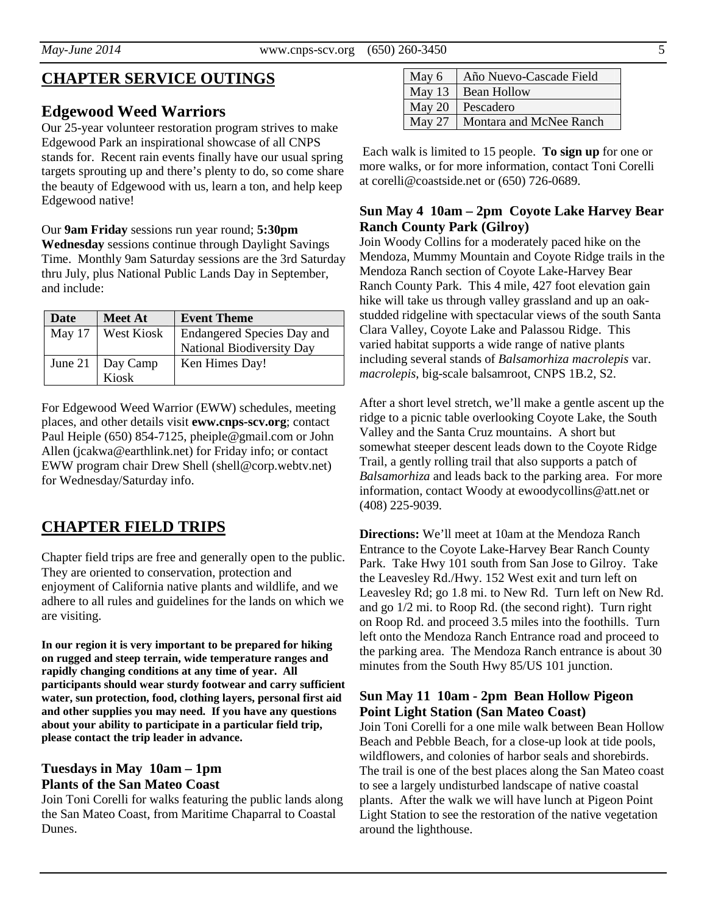## CHAPTER SERVICE OUTINGS

### Edgewood Weed Warriors

Our 25-year volunteer restoration program strives to make Edgewood Park an inspirational showcase of all CNPS stands for. Recent rain events finally have our usual spring targets sprouting up and there's plenty to do, so come share the beauty of Edgewood with us, learn a ton, and help keep Edgewood native!

Our **9am Friday** sessions run year round; **5:30pm Wednesday** sessions continue through Daylight Savings Time. Monthly 9am Saturday sessions are the 3rd Saturday thru July, plus National Public Lands Day in September, and include:

| Date | Meet At | Event Theme |
|---|---|---|
| May 17 | West Kiosk | Endangered Species Day and National Biodiversity Day |
| June 21 | Day Camp Kiosk | Ken Himes Day! |

For Edgewood Weed Warrior (EWW) schedules, meeting places, and other details visit **eww.cnps-scv.org**; contact Paul Heiple (650) 854-7125, pheiple@gmail.com or John Allen (jcakwa@earthlink.net) for Friday info; or contact EWW program chair Drew Shell (shell@corp.webtv.net) for Wednesday/Saturday info.

## CHAPTER FIELD TRIPS

Chapter field trips are free and generally open to the public. They are oriented to conservation, protection and enjoyment of California native plants and wildlife, and we adhere to all rules and guidelines for the lands on which we are visiting.

**In our region it is very important to be prepared for hiking on rugged and steep terrain, wide temperature ranges and rapidly changing conditions at any time of year. All participants should wear sturdy footwear and carry sufficient water, sun protection, food, clothing layers, personal first aid and other supplies you may need. If you have any questions about your ability to participate in a particular field trip, please contact the trip leader in advance.**

### Tuesdays in May 10am – 1pm Plants of the San Mateo Coast

Join Toni Corelli for walks featuring the public lands along the San Mateo Coast, from Maritime Chaparral to Coastal Dunes.

| | |
|---|---|
| May 6 | Año Nuevo-Cascade Field |
| May 13 | Bean Hollow |
| May 20 | Pescadero |
| May 27 | Montara and McNee Ranch |

Each walk is limited to 15 people. **To sign up** for one or more walks, or for more information, contact Toni Corelli at corelli@coastside.net or (650) 726-0689.

### Sun May 4 10am – 2pm Coyote Lake Harvey Bear Ranch County Park (Gilroy)

Join Woody Collins for a moderately paced hike on the Mendoza, Mummy Mountain and Coyote Ridge trails in the Mendoza Ranch section of Coyote Lake-Harvey Bear Ranch County Park. This 4 mile, 427 foot elevation gain hike will take us through valley grassland and up an oak-studded ridgeline with spectacular views of the south Santa Clara Valley, Coyote Lake and Palassou Ridge. This varied habitat supports a wide range of native plants including several stands of *Balsamorhiza macrolepis* var. *macrolepis*, big-scale balsamroot, CNPS 1B.2, S2.

After a short level stretch, we'll make a gentle ascent up the ridge to a picnic table overlooking Coyote Lake, the South Valley and the Santa Cruz mountains. A short but somewhat steeper descent leads down to the Coyote Ridge Trail, a gently rolling trail that also supports a patch of *Balsamorhiza* and leads back to the parking area. For more information, contact Woody at ewoodycollins@att.net or (408) 225-9039.

**Directions:** We'll meet at 10am at the Mendoza Ranch Entrance to the Coyote Lake-Harvey Bear Ranch County Park. Take Hwy 101 south from San Jose to Gilroy. Take the Leavesley Rd./Hwy. 152 West exit and turn left on Leavesley Rd; go 1.8 mi. to New Rd. Turn left on New Rd. and go 1/2 mi. to Roop Rd. (the second right). Turn right on Roop Rd. and proceed 3.5 miles into the foothills. Turn left onto the Mendoza Ranch Entrance road and proceed to the parking area. The Mendoza Ranch entrance is about 30 minutes from the South Hwy 85/US 101 junction.

### Sun May 11 10am - 2pm Bean Hollow Pigeon Point Light Station (San Mateo Coast)

Join Toni Corelli for a one mile walk between Bean Hollow Beach and Pebble Beach, for a close-up look at tide pools, wildflowers, and colonies of harbor seals and shorebirds. The trail is one of the best places along the San Mateo coast to see a largely undisturbed landscape of native coastal plants. After the walk we will have lunch at Pigeon Point Light Station to see the restoration of the native vegetation around the lighthouse.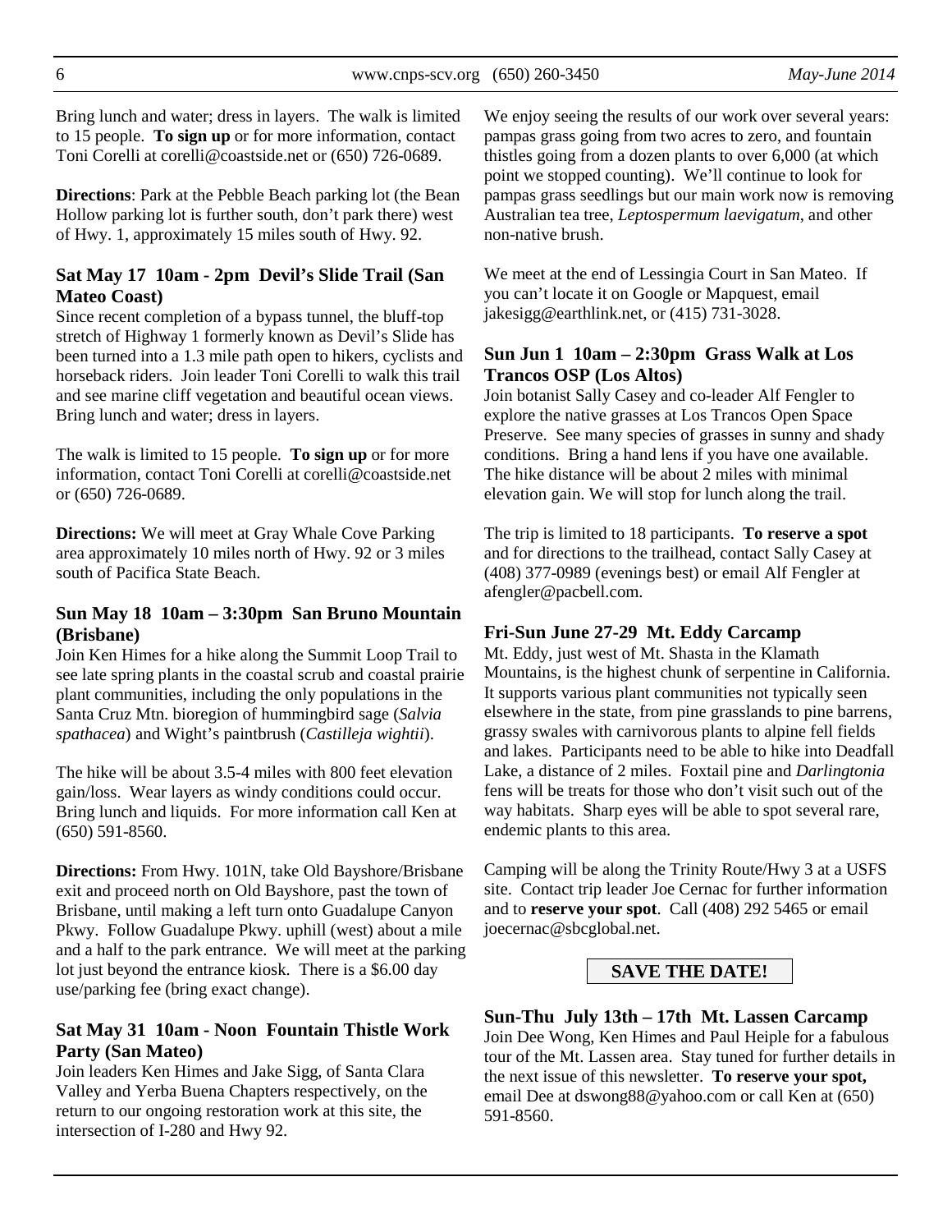Bring lunch and water; dress in layers. The walk is limited to 15 people. **To sign up** or for more information, contact Toni Corelli at corelli@coastside.net or (650) 726-0689.

**Directions**: Park at the Pebble Beach parking lot (the Bean Hollow parking lot is further south, don't park there) west of Hwy. 1, approximately 15 miles south of Hwy. 92.

### Sat May 17 10am - 2pm Devil's Slide Trail (San Mateo Coast)

Since recent completion of a bypass tunnel, the bluff-top stretch of Highway 1 formerly known as Devil's Slide has been turned into a 1.3 mile path open to hikers, cyclists and horseback riders. Join leader Toni Corelli to walk this trail and see marine cliff vegetation and beautiful ocean views. Bring lunch and water; dress in layers.

The walk is limited to 15 people. **To sign up** or for more information, contact Toni Corelli at corelli@coastside.net or (650) 726-0689.

**Directions:** We will meet at Gray Whale Cove Parking area approximately 10 miles north of Hwy. 92 or 3 miles south of Pacifica State Beach.

### Sun May 18 10am – 3:30pm San Bruno Mountain (Brisbane)

Join Ken Himes for a hike along the Summit Loop Trail to see late spring plants in the coastal scrub and coastal prairie plant communities, including the only populations in the Santa Cruz Mtn. bioregion of hummingbird sage (*Salvia spathacea*) and Wight's paintbrush (*Castilleja wightii*).

The hike will be about 3.5-4 miles with 800 feet elevation gain/loss. Wear layers as windy conditions could occur. Bring lunch and liquids. For more information call Ken at (650) 591-8560.

**Directions:** From Hwy. 101N, take Old Bayshore/Brisbane exit and proceed north on Old Bayshore, past the town of Brisbane, until making a left turn onto Guadalupe Canyon Pkwy. Follow Guadalupe Pkwy. uphill (west) about a mile and a half to the park entrance. We will meet at the parking lot just beyond the entrance kiosk. There is a $6.00 day use/parking fee (bring exact change).

### Sat May 31 10am - Noon Fountain Thistle Work Party (San Mateo)

Join leaders Ken Himes and Jake Sigg, of Santa Clara Valley and Yerba Buena Chapters respectively, on the return to our ongoing restoration work at this site, the intersection of I-280 and Hwy 92.

We enjoy seeing the results of our work over several years: pampas grass going from two acres to zero, and fountain thistles going from a dozen plants to over 6,000 (at which point we stopped counting). We'll continue to look for pampas grass seedlings but our main work now is removing Australian tea tree, *Leptospermum laevigatum*, and other non-native brush.

We meet at the end of Lessingia Court in San Mateo. If you can't locate it on Google or Mapquest, email jakesigg@earthlink.net, or (415) 731-3028.

### Sun Jun 1 10am – 2:30pm Grass Walk at Los Trancos OSP (Los Altos)

Join botanist Sally Casey and co-leader Alf Fengler to explore the native grasses at Los Trancos Open Space Preserve. See many species of grasses in sunny and shady conditions. Bring a hand lens if you have one available. The hike distance will be about 2 miles with minimal elevation gain. We will stop for lunch along the trail.

The trip is limited to 18 participants. **To reserve a spot** and for directions to the trailhead, contact Sally Casey at (408) 377-0989 (evenings best) or email Alf Fengler at afengler@pacbell.com.

### Fri-Sun June 27-29 Mt. Eddy Carcamp

Mt. Eddy, just west of Mt. Shasta in the Klamath Mountains, is the highest chunk of serpentine in California. It supports various plant communities not typically seen elsewhere in the state, from pine grasslands to pine barrens, grassy swales with carnivorous plants to alpine fell fields and lakes. Participants need to be able to hike into Deadfall Lake, a distance of 2 miles. Foxtail pine and *Darlingtonia* fens will be treats for those who don't visit such out of the way habitats. Sharp eyes will be able to spot several rare, endemic plants to this area.

Camping will be along the Trinity Route/Hwy 3 at a USFS site. Contact trip leader Joe Cernac for further information and to **reserve your spot**. Call (408) 292 5465 or email joecernac@sbcglobal.net.

**SAVE THE DATE!**

### Sun-Thu July 13th – 17th Mt. Lassen Carcamp

Join Dee Wong, Ken Himes and Paul Heiple for a fabulous tour of the Mt. Lassen area. Stay tuned for further details in the next issue of this newsletter. **To reserve your spot,** email Dee at dswong88@yahoo.com or call Ken at (650) 591-8560.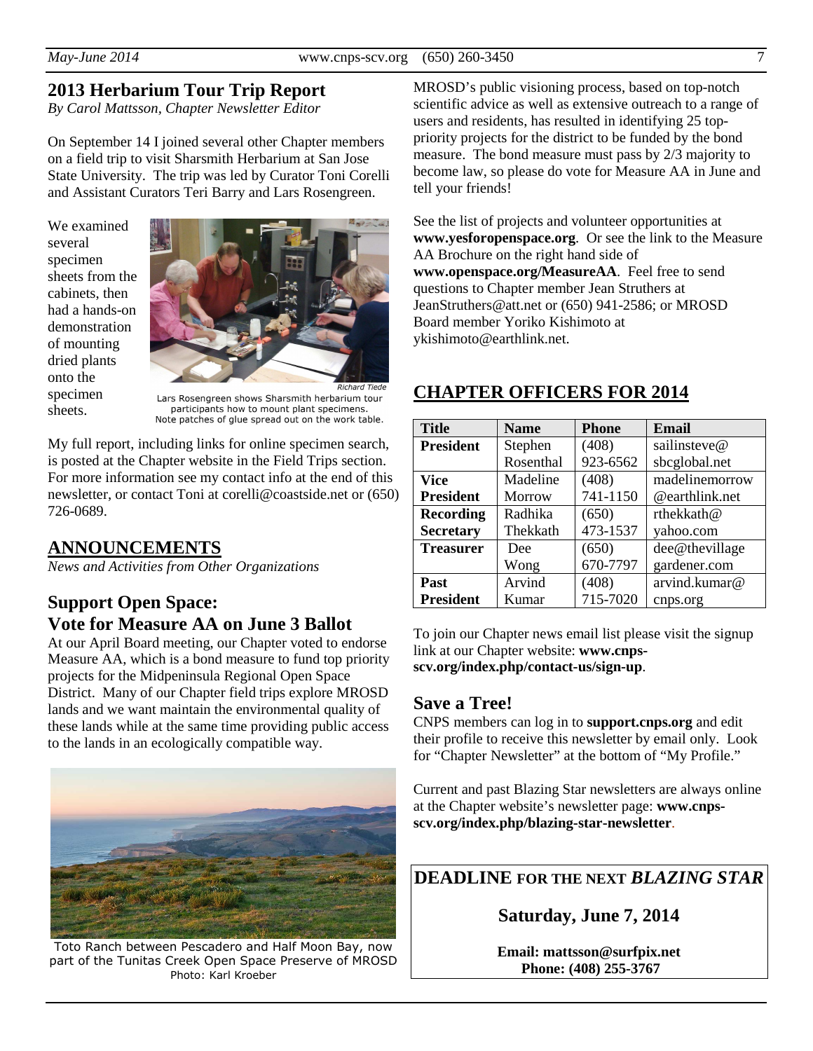## 2013 Herbarium Tour Trip Report

*By Carol Mattsson, Chapter Newsletter Editor*

On September 14 I joined several other Chapter members on a field trip to visit Sharsmith Herbarium at San Jose State University. The trip was led by Curator Toni Corelli and Assistant Curators Teri Barry and Lars Rosengreen.

We examined several specimen sheets from the cabinets, then had a hands-on demonstration of mounting dried plants onto the specimen sheets.

*Richard Tiede*

Lars Rosengreen shows Sharsmith herbarium tour participants how to mount plant specimens. Note patches of glue spread out on the work table.

My full report, including links for online specimen search, is posted at the Chapter website in the Field Trips section. For more information see my contact info at the end of this newsletter, or contact Toni at corelli@coastside.net or (650) 726-0689.

## ANNOUNCEMENTS

*News and Activities from Other Organizations*

### Support Open Space: Vote for Measure AA on June 3 Ballot

At our April Board meeting, our Chapter voted to endorse Measure AA, which is a bond measure to fund top priority projects for the Midpeninsula Regional Open Space District. Many of our Chapter field trips explore MROSD lands and we want maintain the environmental quality of these lands while at the same time providing public access to the lands in an ecologically compatible way.

Toto Ranch between Pescadero and Half Moon Bay, now part of the Tunitas Creek Open Space Preserve of MROSD
Photo: Karl Kroeber

MROSD's public visioning process, based on top-notch scientific advice as well as extensive outreach to a range of users and residents, has resulted in identifying 25 top-priority projects for the district to be funded by the bond measure. The bond measure must pass by 2/3 majority to become law, so please do vote for Measure AA in June and tell your friends!

See the list of projects and volunteer opportunities at **www.yesforopenspace.org**. Or see the link to the Measure AA Brochure on the right hand side of **www.openspace.org/MeasureAA**. Feel free to send questions to Chapter member Jean Struthers at JeanStruthers@att.net or (650) 941-2586; or MROSD Board member Yoriko Kishimoto at ykishimoto@earthlink.net.

## CHAPTER OFFICERS FOR 2014

| Title | Name | Phone | Email |
|---|---|---|---|
| **President** | Stephen Rosenthal | (408) 923-6562 | sailinsteve@sbcglobal.net |
| **Vice President** | Madeline Morrow | (408) 741-1150 | madelinemorrow@earthlink.net |
| **Recording Secretary** | Radhika Thekkath | (650) 473-1537 | rthekkath@yahoo.com |
| **Treasurer** | Dee Wong | (650) 670-7797 | dee@thevillagegardener.com |
| **Past President** | Arvind Kumar | (408) 715-7020 | arvind.kumar@cnps.org |

To join our Chapter news email list please visit the signup link at our Chapter website: **www.cnps-scv.org/index.php/contact-us/sign-up**.

### Save a Tree!

CNPS members can log in to **support.cnps.org** and edit their profile to receive this newsletter by email only. Look for "Chapter Newsletter" at the bottom of "My Profile."

Current and past Blazing Star newsletters are always online at the Chapter website's newsletter page: **www.cnps-scv.org/index.php/blazing-star-newsletter**.

**DEADLINE FOR THE NEXT *BLAZING STAR***

**Saturday, June 7, 2014**

**Email: mattsson@surfpix.net**
**Phone: (408) 255-3767**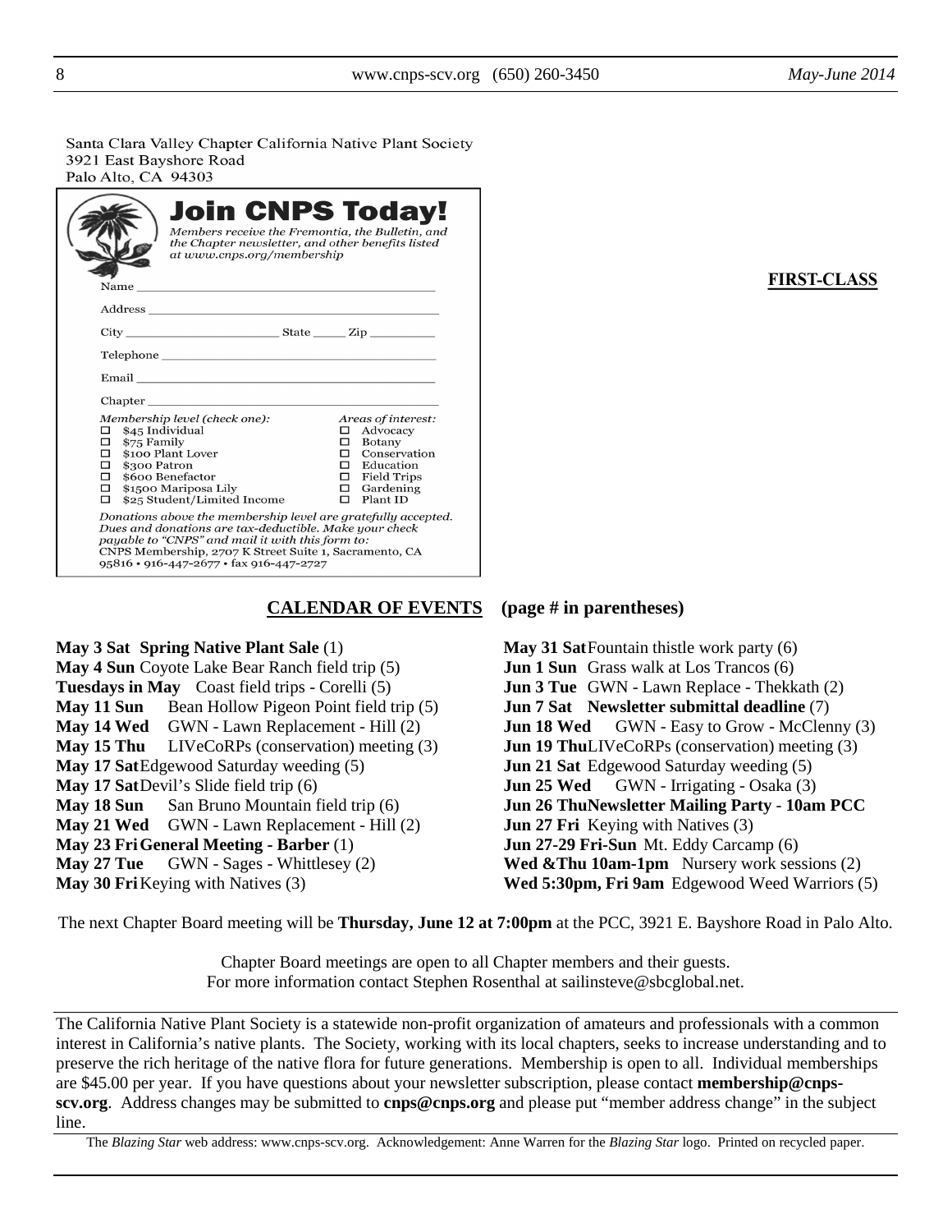Santa Clara Valley Chapter California Native Plant Society
3921 East Bayshore Road
Palo Alto, CA 94303

**FIRST-CLASS**

## Join CNPS Today!

*Members receive the Fremontia, the Bulletin, and the Chapter newsletter, and other benefits listed at www.cnps.org/membership*

Name \_\_\_\_\_\_\_\_\_\_\_\_\_\_\_\_\_\_\_\_

Address \_\_\_\_\_\_\_\_\_\_\_\_\_\_\_\_\_\_\_\_

City \_\_\_\_\_\_\_\_\_\_ State \_\_\_\_ Zip \_\_\_\_\_\_

Telephone \_\_\_\_\_\_\_\_\_\_\_\_\_\_\_\_\_\_\_\_

Email \_\_\_\_\_\_\_\_\_\_\_\_\_\_\_\_\_\_\_\_

Chapter \_\_\_\_\_\_\_\_\_\_\_\_\_\_\_\_\_\_\_\_

| *Membership level (check one):* | *Areas of interest:* |
|---|---|
| ☐ $45 Individual | ☐ Advocacy |
| ☐ $75 Family | ☐ Botany |
| ☐ $100 Plant Lover | ☐ Conservation |
| ☐ $300 Patron | ☐ Education |
| ☐ $600 Benefactor | ☐ Field Trips |
| ☐ $1500 Mariposa Lily | ☐ Gardening |
| ☐ $25 Student/Limited Income | ☐ Plant ID |

*Donations above the membership level are gratefully accepted. Dues and donations are tax-deductible. Make your check payable to "CNPS" and mail it with this form to:*
CNPS Membership, 2707 K Street Suite 1, Sacramento, CA 95816 • 916-447-2677 • fax 916-447-2727

## CALENDAR OF EVENTS (page # in parentheses)

**May 3 Sat Spring Native Plant Sale** (1)
**May 4 Sun** Coyote Lake Bear Ranch field trip (5)
**Tuesdays in May** Coast field trips - Corelli (5)
**May 11 Sun** Bean Hollow Pigeon Point field trip (5)
**May 14 Wed** GWN - Lawn Replacement - Hill (2)
**May 15 Thu** LIVeCoRPs (conservation) meeting (3)
**May 17 Sat** Edgewood Saturday weeding (5)
**May 17 Sat** Devil's Slide field trip (6)
**May 18 Sun** San Bruno Mountain field trip (6)
**May 21 Wed** GWN - Lawn Replacement - Hill (2)
**May 23 Fri General Meeting - Barber** (1)
**May 27 Tue** GWN - Sages - Whittlesey (2)
**May 30 Fri** Keying with Natives (3)
**May 31 Sat** Fountain thistle work party (6)
**Jun 1 Sun** Grass walk at Los Trancos (6)
**Jun 3 Tue** GWN - Lawn Replace - Thekkath (2)
**Jun 7 Sat Newsletter submittal deadline** (7)
**Jun 18 Wed** GWN - Easy to Grow - McClenny (3)
**Jun 19 Thu** LIVeCoRPs (conservation) meeting (3)
**Jun 21 Sat** Edgewood Saturday weeding (5)
**Jun 25 Wed** GWN - Irrigating - Osaka (3)
**Jun 26 Thu Newsletter Mailing Party - 10am PCC**
**Jun 27 Fri** Keying with Natives (3)
**Jun 27-29 Fri-Sun** Mt. Eddy Carcamp (6)
**Wed &Thu 10am-1pm** Nursery work sessions (2)
**Wed 5:30pm, Fri 9am** Edgewood Weed Warriors (5)

The next Chapter Board meeting will be **Thursday, June 12 at 7:00pm** at the PCC, 3921 E. Bayshore Road in Palo Alto.

Chapter Board meetings are open to all Chapter members and their guests.
For more information contact Stephen Rosenthal at sailinsteve@sbcglobal.net.

The California Native Plant Society is a statewide non-profit organization of amateurs and professionals with a common interest in California's native plants. The Society, working with its local chapters, seeks to increase understanding and to preserve the rich heritage of the native flora for future generations. Membership is open to all. Individual memberships are $45.00 per year. If you have questions about your newsletter subscription, please contact **membership@cnps-scv.org**. Address changes may be submitted to **cnps@cnps.org** and please put "member address change" in the subject line.

The *Blazing Star* web address: www.cnps-scv.org. Acknowledgement: Anne Warren for the *Blazing Star* logo. Printed on recycled paper.